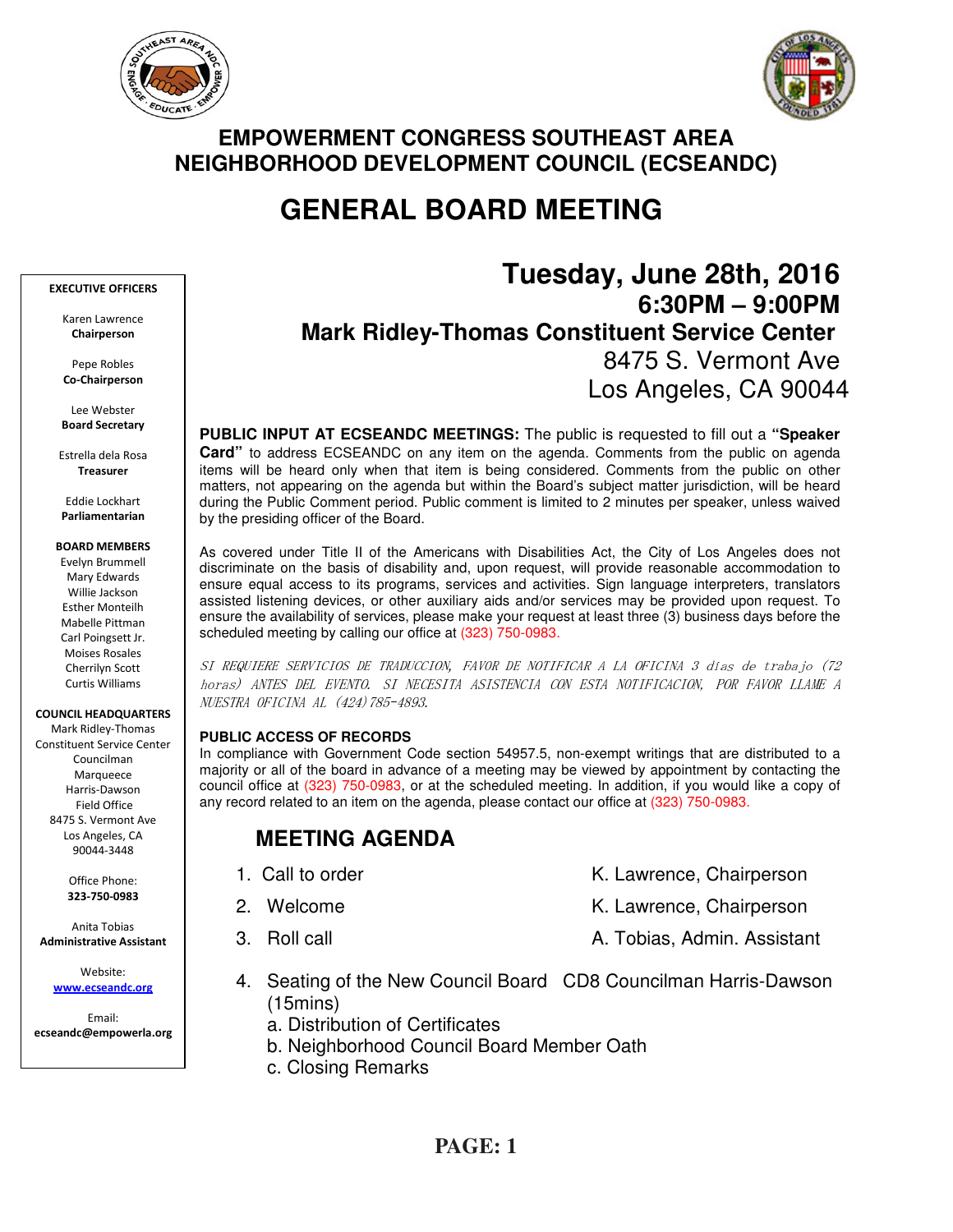# EMPOWERMENT CONGRESS SOUTHEAST AREA NEIGHBORHOOD DEVELOPMENT COUNCIL (ECSEANDC)

# GENERAL BOARD MEETING

**EXECUTIVE OFFICERS**

Karen Lawrence
**Chairperson**

Pepe Robles
**Co-Chairperson**

Lee Webster
**Board Secretary**

Estrella dela Rosa
**Treasurer**

Eddie Lockhart
**Parliamentarian**

**BOARD MEMBERS**

Evelyn Brummell
Mary Edwards
Willie Jackson
Esther Monteilh
Mabelle Pittman
Carl Poingsett Jr.
Moises Rosales
Cherrilyn Scott
Curtis Williams

**COUNCIL HEADQUARTERS**

Mark Ridley-Thomas Constituent Service Center
Councilman Marqueece Harris-Dawson Field Office
8475 S. Vermont Ave
Los Angeles, CA 90044-3448

Office Phone:
**323-750-0983**

Anita Tobias
**Administrative Assistant**

Website:
**www.ecseandc.org**

Email:
**ecseandc@empowerla.org**

## Tuesday, June 28th, 2016
### 6:30PM – 9:00PM
### Mark Ridley-Thomas Constituent Service Center
8475 S. Vermont Ave
Los Angeles, CA 90044

**PUBLIC INPUT AT ECSEANDC MEETINGS:** The public is requested to fill out a **"Speaker Card"** to address ECSEANDC on any item on the agenda. Comments from the public on agenda items will be heard only when that item is being considered. Comments from the public on other matters, not appearing on the agenda but within the Board's subject matter jurisdiction, will be heard during the Public Comment period. Public comment is limited to 2 minutes per speaker, unless waived by the presiding officer of the Board.

As covered under Title II of the Americans with Disabilities Act, the City of Los Angeles does not discriminate on the basis of disability and, upon request, will provide reasonable accommodation to ensure equal access to its programs, services and activities. Sign language interpreters, translators assisted listening devices, or other auxiliary aids and/or services may be provided upon request. To ensure the availability of services, please make your request at least three (3) business days before the scheduled meeting by calling our office at (323) 750-0983.

*SI REQUIERE SERVICIOS DE TRADUCCION, FAVOR DE NOTIFICAR A LA OFICINA 3 días de trabajo (72 horas) ANTES DEL EVENTO. SI NECESITA ASISTENCIA CON ESTA NOTIFICACION, POR FAVOR LLAME A NUESTRA OFICINA AL (424)785-4893.*

**PUBLIC ACCESS OF RECORDS**

In compliance with Government Code section 54957.5, non-exempt writings that are distributed to a majority or all of the board in advance of a meeting may be viewed by appointment by contacting the council office at (323) 750-0983, or at the scheduled meeting. In addition, if you would like a copy of any record related to an item on the agenda, please contact our office at (323) 750-0983.

## MEETING AGENDA

1. Call to order — K. Lawrence, Chairperson
2. Welcome — K. Lawrence, Chairperson
3. Roll call — A. Tobias, Admin. Assistant
4. Seating of the New Council Board (15mins) — CD8 Councilman Harris-Dawson
   a. Distribution of Certificates
   b. Neighborhood Council Board Member Oath
   c. Closing Remarks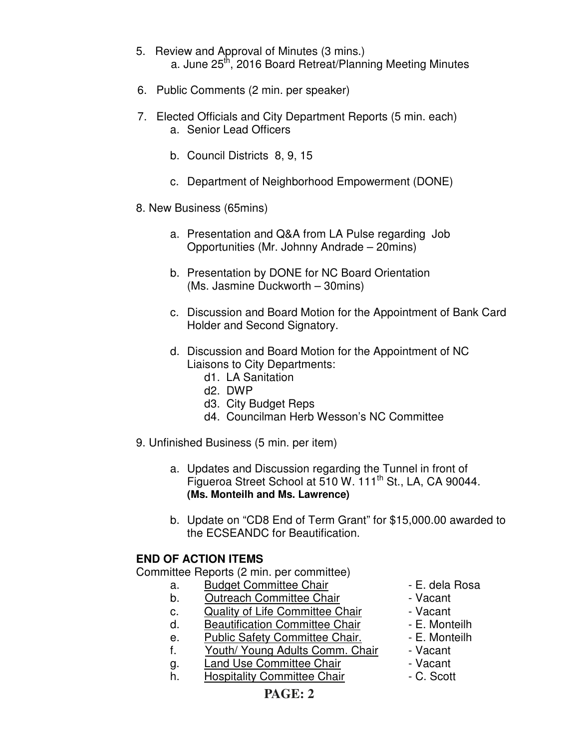5. Review and Approval of Minutes (3 mins.)
   a. June 25th, 2016 Board Retreat/Planning Meeting Minutes

6. Public Comments (2 min. per speaker)

7. Elected Officials and City Department Reports (5 min. each)
   a. Senior Lead Officers
   b. Council Districts 8, 9, 15
   c. Department of Neighborhood Empowerment (DONE)

8. New Business (65mins)
   a. Presentation and Q&A from LA Pulse regarding Job Opportunities (Mr. Johnny Andrade – 20mins)
   b. Presentation by DONE for NC Board Orientation (Ms. Jasmine Duckworth – 30mins)
   c. Discussion and Board Motion for the Appointment of Bank Card Holder and Second Signatory.
   d. Discussion and Board Motion for the Appointment of NC Liaisons to City Departments:
      - d1. LA Sanitation
      - d2. DWP
      - d3. City Budget Reps
      - d4. Councilman Herb Wesson's NC Committee

9. Unfinished Business (5 min. per item)
   a. Updates and Discussion regarding the Tunnel in front of Figueroa Street School at 510 W. 111th St., LA, CA 90044. **(Ms. Monteilh and Ms. Lawrence)**
   b. Update on "CD8 End of Term Grant" for $15,000.00 awarded to the ECSEANDC for Beautification.

**END OF ACTION ITEMS**

Committee Reports (2 min. per committee)

a. Budget Committee Chair - E. dela Rosa
b. Outreach Committee Chair - Vacant
c. Quality of Life Committee Chair - Vacant
d. Beautification Committee Chair - E. Monteilh
e. Public Safety Committee Chair. - E. Monteilh
f. Youth/ Young Adults Comm. Chair - Vacant
g. Land Use Committee Chair - Vacant
h. Hospitality Committee Chair - C. Scott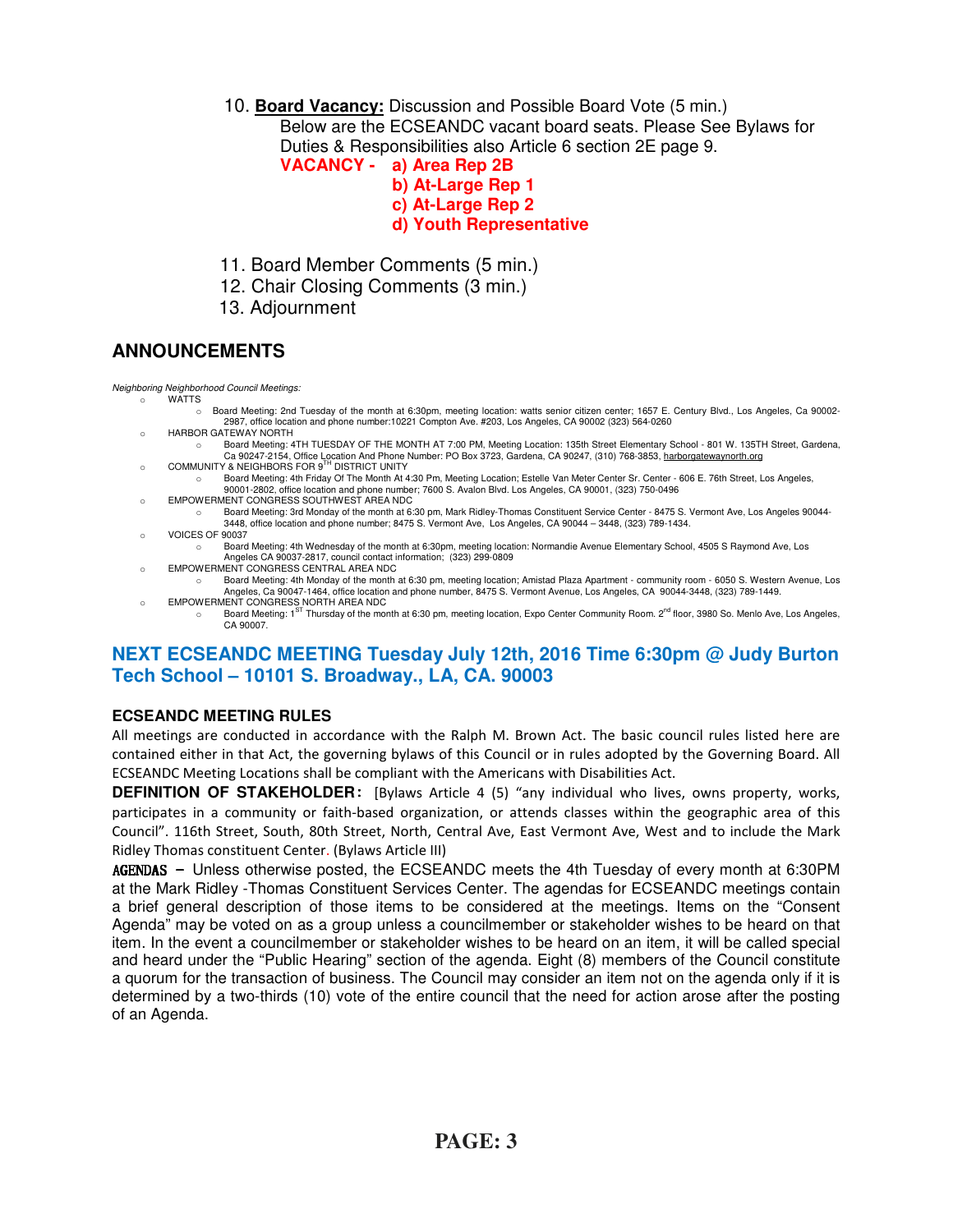10. **Board Vacancy:** Discussion and Possible Board Vote (5 min.)

    Below are the ECSEANDC vacant board seats. Please See Bylaws for Duties & Responsibilities also Article 6 section 2E page 9.

    **VACANCY -**
    - **a) Area Rep 2B**
    - **b) At-Large Rep 1**
    - **c) At-Large Rep 2**
    - **d) Youth Representative**

11. Board Member Comments (5 min.)
12. Chair Closing Comments (3 min.)
13. Adjournment

## ANNOUNCEMENTS

*Neighboring Neighborhood Council Meetings:*

- WATTS
  - Board Meeting: 2nd Tuesday of the month at 6:30pm, meeting location: watts senior citizen center; 1657 E. Century Blvd., Los Angeles, Ca 90002-2987, office location and phone number:10221 Compton Ave. #203, Los Angeles, CA 90002 (323) 564-0260
- HARBOR GATEWAY NORTH
  - Board Meeting: 4TH TUESDAY OF THE MONTH AT 7:00 PM, Meeting Location: 135th Street Elementary School - 801 W. 135TH Street, Gardena, Ca 90247-2154, Office Location And Phone Number: PO Box 3723, Gardena, CA 90247, (310) 768-3853, harborgatewaynorth.org
- COMMUNITY & NEIGHBORS FOR 9TH DISTRICT UNITY
  - Board Meeting: 4th Friday Of The Month At 4:30 Pm, Meeting Location; Estelle Van Meter Center Sr. Center - 606 E. 76th Street, Los Angeles, 90001-2802, office location and phone number; 7600 S. Avalon Blvd. Los Angeles, CA 90001, (323) 750-0496
- EMPOWERMENT CONGRESS SOUTHWEST AREA NDC
  - Board Meeting: 3rd Monday of the month at 6:30 pm, Mark Ridley-Thomas Constituent Service Center - 8475 S. Vermont Ave, Los Angeles 90044-3448, office location and phone number; 8475 S. Vermont Ave, Los Angeles, CA 90044 – 3448, (323) 789-1434.
- VOICES OF 90037
  - Board Meeting: 4th Wednesday of the month at 6:30pm, meeting location: Normandie Avenue Elementary School, 4505 S Raymond Ave, Los Angeles CA 90037-2817, council contact information; (323) 299-0809
- EMPOWERMENT CONGRESS CENTRAL AREA NDC
  - Board Meeting: 4th Monday of the month at 6:30 pm, meeting location; Amistad Plaza Apartment - community room - 6050 S. Western Avenue, Los Angeles, Ca 90047-1464, office location and phone number, 8475 S. Vermont Avenue, Los Angeles, CA 90044-3448, (323) 789-1449.
- EMPOWERMENT CONGRESS NORTH AREA NDC
  - Board Meeting: 1ST Thursday of the month at 6:30 pm, meeting location, Expo Center Community Room. 2nd floor, 3980 So. Menlo Ave, Los Angeles, CA 90007.

## NEXT ECSEANDC MEETING Tuesday July 12th, 2016 Time 6:30pm @ Judy Burton Tech School – 10101 S. Broadway., LA, CA. 90003

### ECSEANDC MEETING RULES

All meetings are conducted in accordance with the Ralph M. Brown Act. The basic council rules listed here are contained either in that Act, the governing bylaws of this Council or in rules adopted by the Governing Board. All ECSEANDC Meeting Locations shall be compliant with the Americans with Disabilities Act.

**DEFINITION OF STAKEHOLDER:** [Bylaws Article 4 (5) "any individual who lives, owns property, works, participates in a community or faith-based organization, or attends classes within the geographic area of this Council". 116th Street, South, 80th Street, North, Central Ave, East Vermont Ave, West and to include the Mark Ridley Thomas constituent Center. (Bylaws Article III)

**AGENDAS –** Unless otherwise posted, the ECSEANDC meets the 4th Tuesday of every month at 6:30PM at the Mark Ridley -Thomas Constituent Services Center. The agendas for ECSEANDC meetings contain a brief general description of those items to be considered at the meetings. Items on the "Consent Agenda" may be voted on as a group unless a councilmember or stakeholder wishes to be heard on that item. In the event a councilmember or stakeholder wishes to be heard on an item, it will be called special and heard under the "Public Hearing" section of the agenda. Eight (8) members of the Council constitute a quorum for the transaction of business. The Council may consider an item not on the agenda only if it is determined by a two-thirds (10) vote of the entire council that the need for action arose after the posting of an Agenda.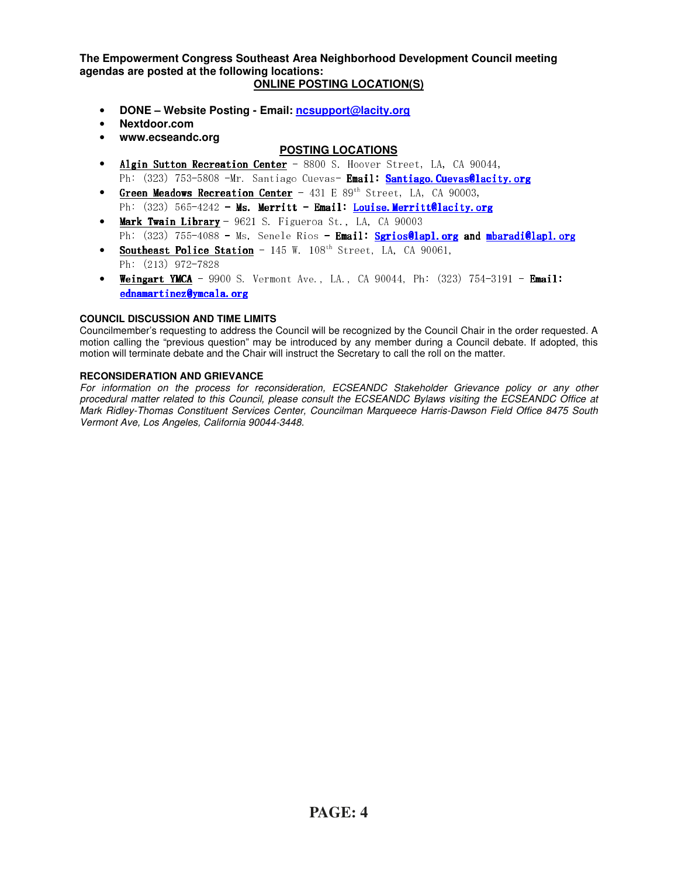**The Empowerment Congress Southeast Area Neighborhood Development Council meeting agendas are posted at the following locations:**

**ONLINE POSTING LOCATION(S)**

- **DONE – Website Posting - Email: ncsupport@lacity.org**
- **Nextdoor.com**
- **www.ecseandc.org**

**POSTING LOCATIONS**

- **Algin Sutton Recreation Center** – 8800 S. Hoover Street, LA, CA 90044, Ph: (323) 753-5808 -Mr. Santiago Cuevas- **Email:** **Santiago.Cuevas@lacity.org**
- **Green Meadows Recreation Center** – 431 E 89th Street, LA, CA 90003, Ph: (323) 565-4242 **- Ms. Merritt - Email:** **Louise.Merritt@lacity.org**
- **Mark Twain Library** – 9621 S. Figueroa St., LA, CA 90003 Ph: (323) 755-4088 **-** Ms. Senele Rios **- Email:** **Sgrios@lapl.org** **and** **mbaradi@lapl.org**
- **Southeast Police Station** – 145 W. 108th Street, LA, CA 90061, Ph: (213) 972-7828
- **Weingart YMCA** – 9900 S. Vermont Ave., LA., CA 90044, Ph: (323) 754-3191 – **Email:** **ednamartinez@ymcala.org**

**COUNCIL DISCUSSION AND TIME LIMITS**

Councilmember's requesting to address the Council will be recognized by the Council Chair in the order requested. A motion calling the "previous question" may be introduced by any member during a Council debate. If adopted, this motion will terminate debate and the Chair will instruct the Secretary to call the roll on the matter.

**RECONSIDERATION AND GRIEVANCE**

*For information on the process for reconsideration, ECSEANDC Stakeholder Grievance policy or any other procedural matter related to this Council, please consult the ECSEANDC Bylaws visiting the ECSEANDC Office at Mark Ridley-Thomas Constituent Services Center, Councilman Marqueece Harris-Dawson Field Office 8475 South Vermont Ave, Los Angeles, California 90044-3448.*